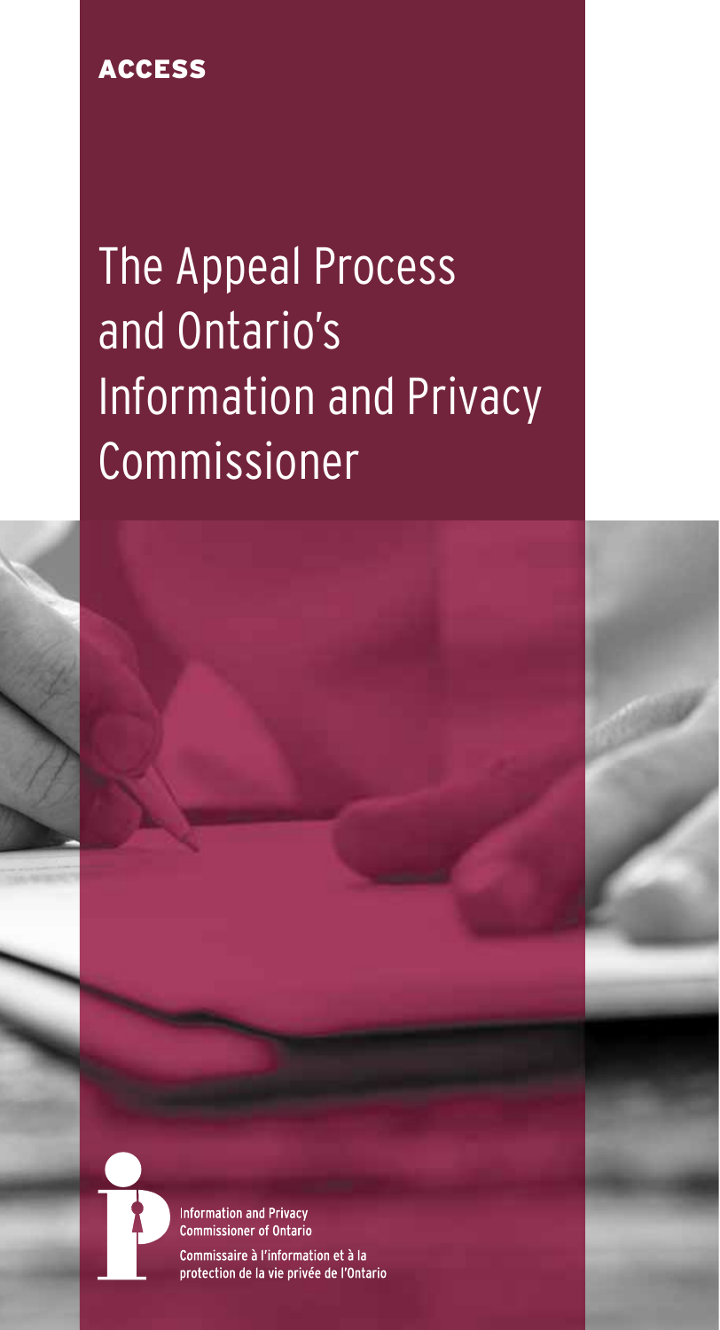ACCESS

# The Appeal Process and Ontario's Information and Privacy Commissioner

Information and Privacy Commissioner of Ontario

Commissaire à l'information et à la protection de la vie privée de l'Ontario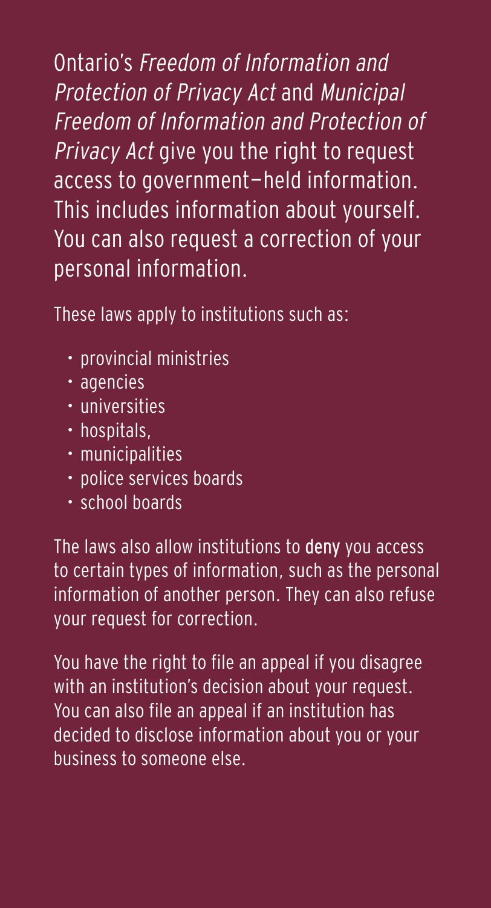Ontario's *Freedom of Information and Protection of Privacy Act* and *Municipal Freedom of Information and Protection of Privacy Act* give you the right to request access to government—held information. This includes information about yourself. You can also request a correction of your personal information.

These laws apply to institutions such as:

- provincial ministries
- agencies
- universities
- hospitals,
- municipalities
- police services boards
- school boards

The laws also allow institutions to **deny** you access to certain types of information, such as the personal information of another person. They can also refuse your request for correction.

You have the right to file an appeal if you disagree with an institution's decision about your request. You can also file an appeal if an institution has decided to disclose information about you or your business to someone else.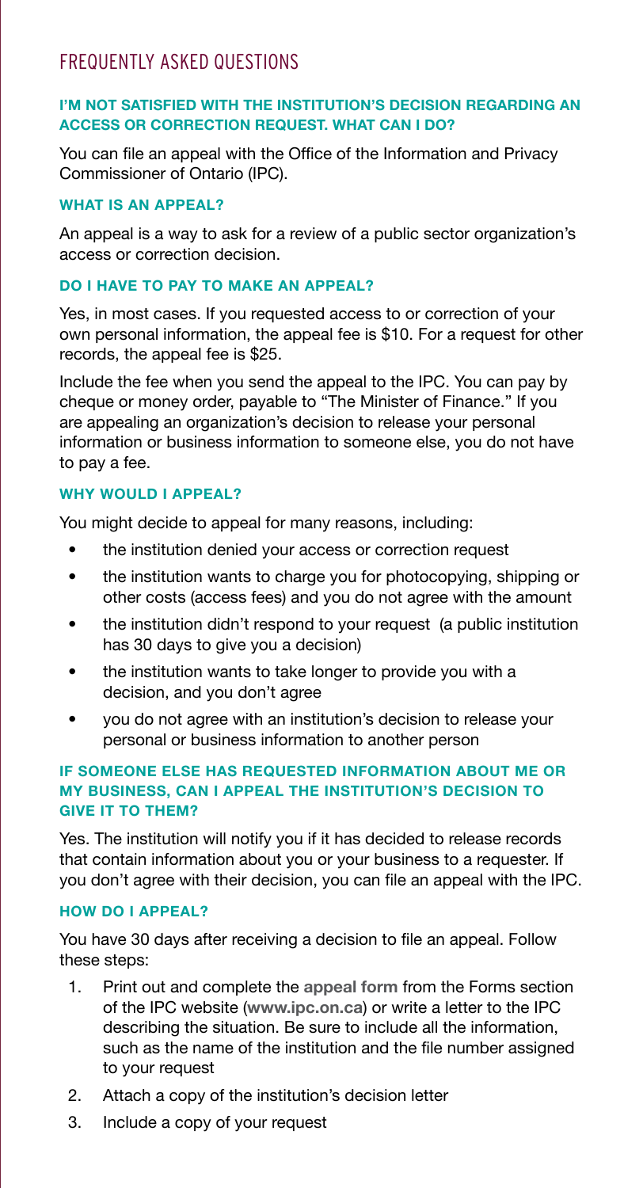## FREQUENTLY ASKED QUESTIONS

### I'M NOT SATISFIED WITH THE INSTITUTION'S DECISION REGARDING AN ACCESS OR CORRECTION REQUEST. WHAT CAN I DO?

You can file an appeal with the Office of the Information and Privacy Commissioner of Ontario (IPC).

### WHAT IS AN APPEAL?

An appeal is a way to ask for a review of a public sector organization's access or correction decision.

### DO I HAVE TO PAY TO MAKE AN APPEAL?

Yes, in most cases. If you requested access to or correction of your own personal information, the appeal fee is $10. For a request for other records, the appeal fee is $25.

Include the fee when you send the appeal to the IPC. You can pay by cheque or money order, payable to "The Minister of Finance." If you are appealing an organization's decision to release your personal information or business information to someone else, you do not have to pay a fee.

### WHY WOULD I APPEAL?

You might decide to appeal for many reasons, including:

- the institution denied your access or correction request
- the institution wants to charge you for photocopying, shipping or other costs (access fees) and you do not agree with the amount
- the institution didn't respond to your request (a public institution has 30 days to give you a decision)
- the institution wants to take longer to provide you with a decision, and you don't agree
- you do not agree with an institution's decision to release your personal or business information to another person

### IF SOMEONE ELSE HAS REQUESTED INFORMATION ABOUT ME OR MY BUSINESS, CAN I APPEAL THE INSTITUTION'S DECISION TO GIVE IT TO THEM?

Yes. The institution will notify you if it has decided to release records that contain information about you or your business to a requester. If you don't agree with their decision, you can file an appeal with the IPC.

### HOW DO I APPEAL?

You have 30 days after receiving a decision to file an appeal. Follow these steps:

1. Print out and complete the **appeal form** from the Forms section of the IPC website (**www.ipc.on.ca**) or write a letter to the IPC describing the situation. Be sure to include all the information, such as the name of the institution and the file number assigned to your request
2. Attach a copy of the institution's decision letter
3. Include a copy of your request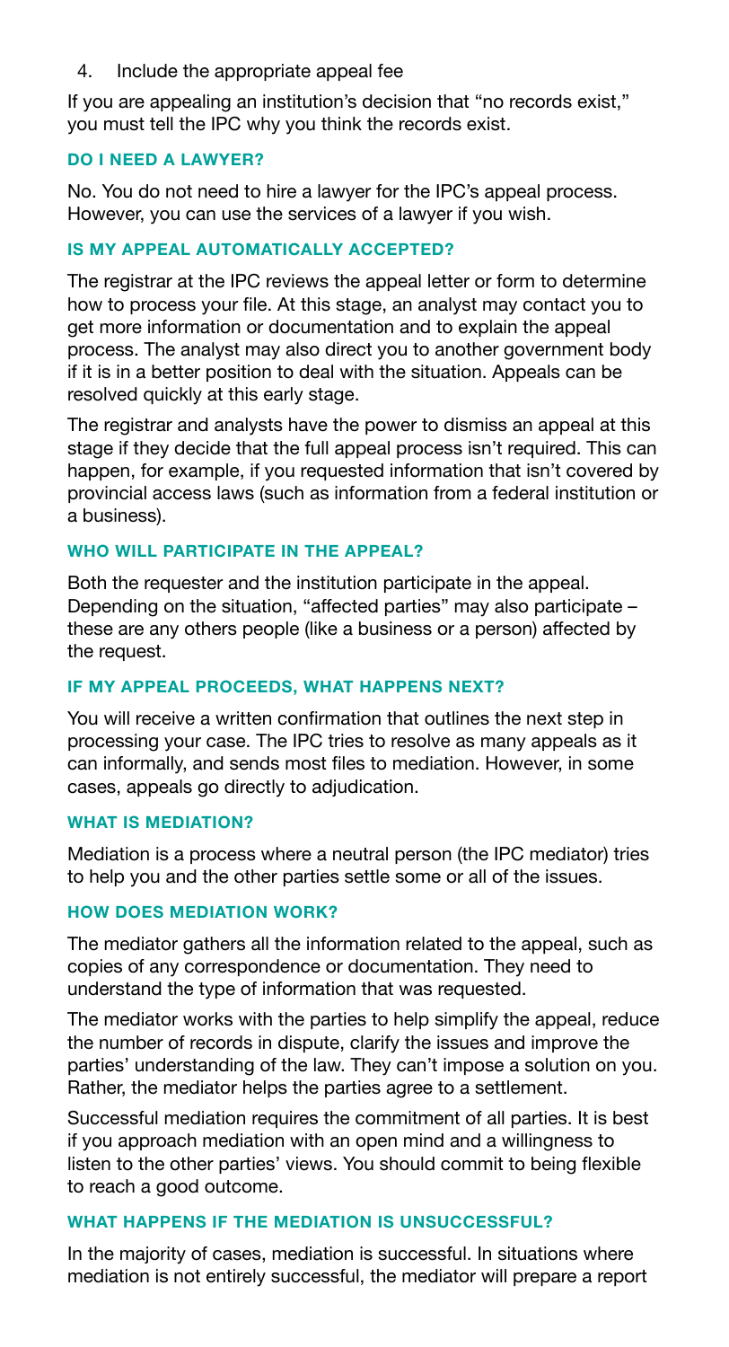4. Include the appropriate appeal fee

If you are appealing an institution's decision that "no records exist," you must tell the IPC why you think the records exist.

### DO I NEED A LAWYER?

No. You do not need to hire a lawyer for the IPC's appeal process. However, you can use the services of a lawyer if you wish.

### IS MY APPEAL AUTOMATICALLY ACCEPTED?

The registrar at the IPC reviews the appeal letter or form to determine how to process your file. At this stage, an analyst may contact you to get more information or documentation and to explain the appeal process. The analyst may also direct you to another government body if it is in a better position to deal with the situation. Appeals can be resolved quickly at this early stage.

The registrar and analysts have the power to dismiss an appeal at this stage if they decide that the full appeal process isn't required. This can happen, for example, if you requested information that isn't covered by provincial access laws (such as information from a federal institution or a business).

### WHO WILL PARTICIPATE IN THE APPEAL?

Both the requester and the institution participate in the appeal. Depending on the situation, "affected parties" may also participate – these are any others people (like a business or a person) affected by the request.

### IF MY APPEAL PROCEEDS, WHAT HAPPENS NEXT?

You will receive a written confirmation that outlines the next step in processing your case. The IPC tries to resolve as many appeals as it can informally, and sends most files to mediation. However, in some cases, appeals go directly to adjudication.

### WHAT IS MEDIATION?

Mediation is a process where a neutral person (the IPC mediator) tries to help you and the other parties settle some or all of the issues.

### HOW DOES MEDIATION WORK?

The mediator gathers all the information related to the appeal, such as copies of any correspondence or documentation. They need to understand the type of information that was requested.

The mediator works with the parties to help simplify the appeal, reduce the number of records in dispute, clarify the issues and improve the parties' understanding of the law. They can't impose a solution on you. Rather, the mediator helps the parties agree to a settlement.

Successful mediation requires the commitment of all parties. It is best if you approach mediation with an open mind and a willingness to listen to the other parties' views. You should commit to being flexible to reach a good outcome.

### WHAT HAPPENS IF THE MEDIATION IS UNSUCCESSFUL?

In the majority of cases, mediation is successful. In situations where mediation is not entirely successful, the mediator will prepare a report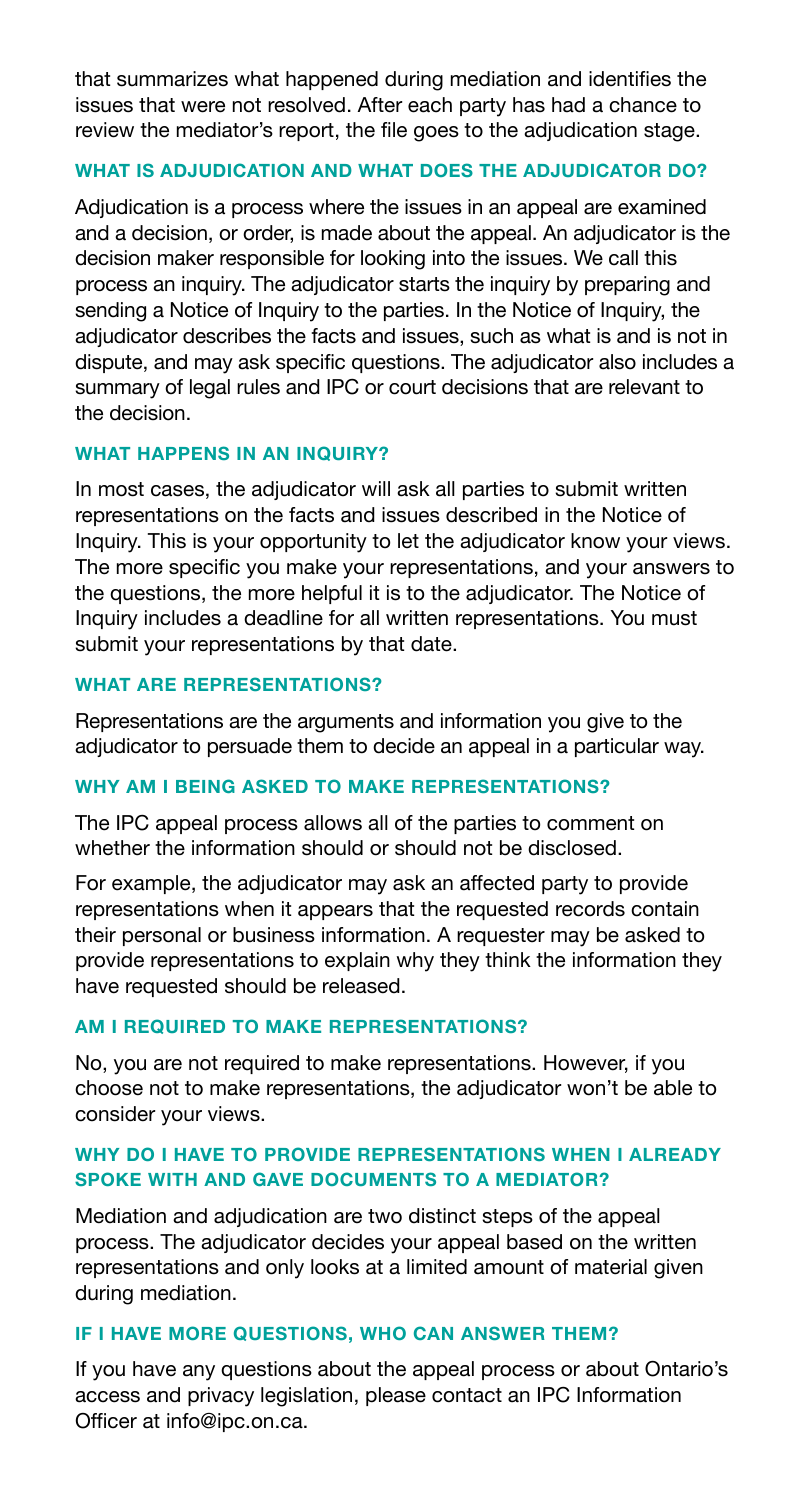that summarizes what happened during mediation and identifies the issues that were not resolved. After each party has had a chance to review the mediator's report, the file goes to the adjudication stage.

### WHAT IS ADJUDICATION AND WHAT DOES THE ADJUDICATOR DO?

Adjudication is a process where the issues in an appeal are examined and a decision, or order, is made about the appeal. An adjudicator is the decision maker responsible for looking into the issues. We call this process an inquiry. The adjudicator starts the inquiry by preparing and sending a Notice of Inquiry to the parties. In the Notice of Inquiry, the adjudicator describes the facts and issues, such as what is and is not in dispute, and may ask specific questions. The adjudicator also includes a summary of legal rules and IPC or court decisions that are relevant to the decision.

### WHAT HAPPENS IN AN INQUIRY?

In most cases, the adjudicator will ask all parties to submit written representations on the facts and issues described in the Notice of Inquiry. This is your opportunity to let the adjudicator know your views. The more specific you make your representations, and your answers to the questions, the more helpful it is to the adjudicator. The Notice of Inquiry includes a deadline for all written representations. You must submit your representations by that date.

### WHAT ARE REPRESENTATIONS?

Representations are the arguments and information you give to the adjudicator to persuade them to decide an appeal in a particular way.

### WHY AM I BEING ASKED TO MAKE REPRESENTATIONS?

The IPC appeal process allows all of the parties to comment on whether the information should or should not be disclosed.

For example, the adjudicator may ask an affected party to provide representations when it appears that the requested records contain their personal or business information. A requester may be asked to provide representations to explain why they think the information they have requested should be released.

### AM I REQUIRED TO MAKE REPRESENTATIONS?

No, you are not required to make representations. However, if you choose not to make representations, the adjudicator won't be able to consider your views.

### WHY DO I HAVE TO PROVIDE REPRESENTATIONS WHEN I ALREADY SPOKE WITH AND GAVE DOCUMENTS TO A MEDIATOR?

Mediation and adjudication are two distinct steps of the appeal process. The adjudicator decides your appeal based on the written representations and only looks at a limited amount of material given during mediation.

### IF I HAVE MORE QUESTIONS, WHO CAN ANSWER THEM?

If you have any questions about the appeal process or about Ontario's access and privacy legislation, please contact an IPC Information Officer at info@ipc.on.ca.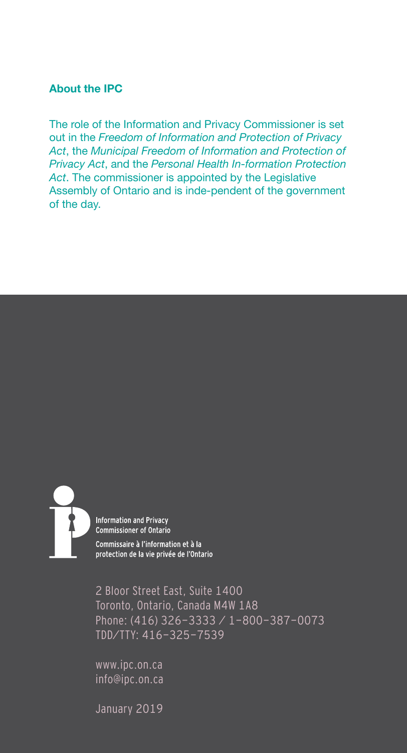**About the IPC**

The role of the Information and Privacy Commissioner is set out in the *Freedom of Information and Protection of Privacy Act*, the *Municipal Freedom of Information and Protection of Privacy Act*, and the *Personal Health In-formation Protection Act*. The commissioner is appointed by the Legislative Assembly of Ontario and is inde-pendent of the government of the day.

Information and Privacy
Commissioner of Ontario

Commissaire à l'information et à la
protection de la vie privée de l'Ontario

2 Bloor Street East, Suite 1400
Toronto, Ontario, Canada M4W 1A8
Phone: (416) 326-3333 / 1-800-387-0073
TDD/TTY: 416-325-7539

www.ipc.on.ca
info@ipc.on.ca

January 2019